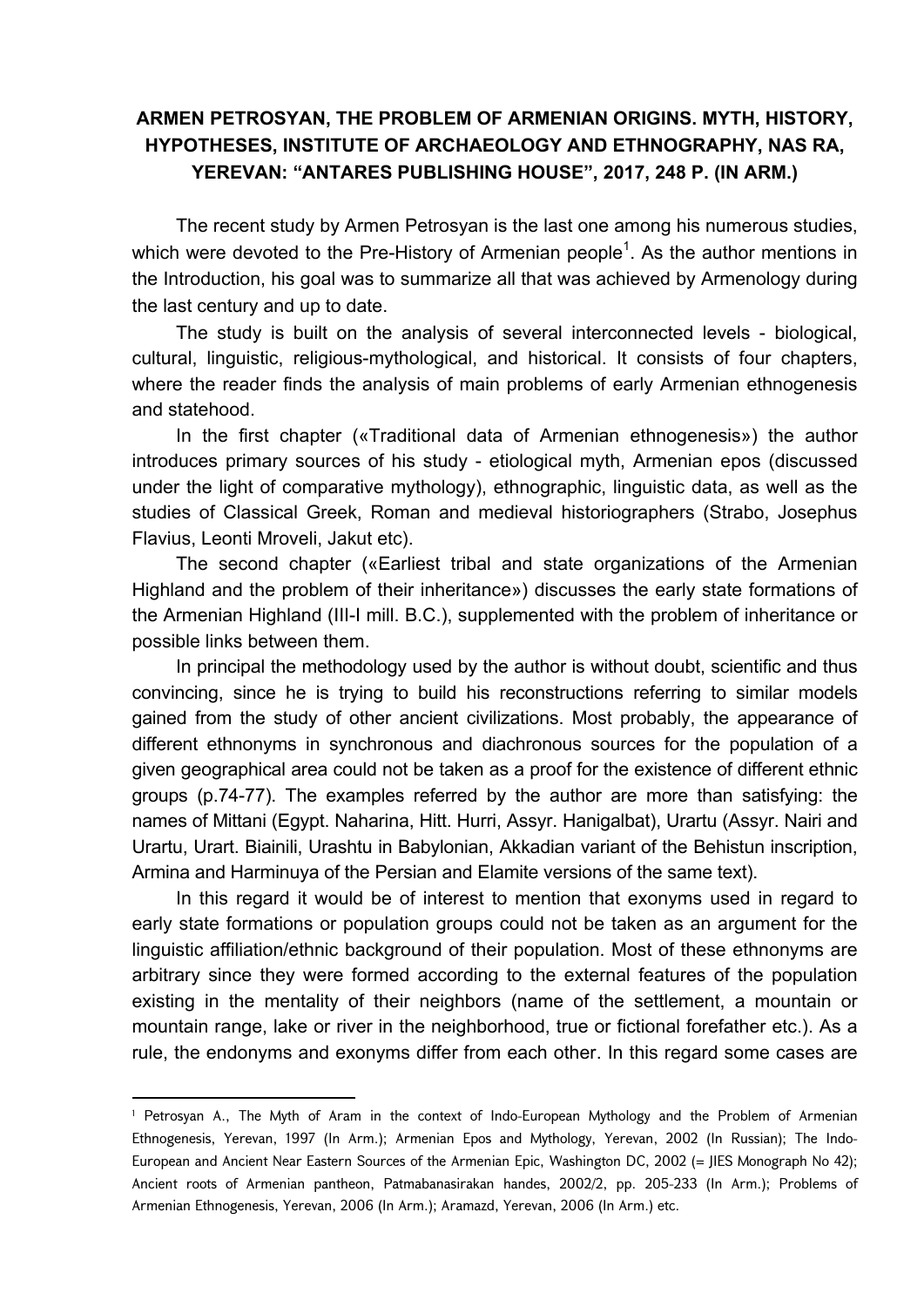# ARMEN PETROSYAN, THE PROBLEM OF ARMENIAN ORIGINS. MYTH, HISTORY, HYPOTHESES, INSTITUTE OF ARCHAEOLOGY AND ETHNOGRAPHY, NAS RA, YEREVAN: "ANTARES PUBLISHING HOUSE", 2017, 248 P. (IN ARM.)

The recent study by Armen Petrosyan is the last one among his numerous studies, which were devoted to the Pre-History of Armenian people[1]. As the author mentions in the Introduction, his goal was to summarize all that was achieved by Armenology during the last century and up to date.

The study is built on the analysis of several interconnected levels - biological, cultural, linguistic, religious-mythological, and historical. It consists of four chapters, where the reader finds the analysis of main problems of early Armenian ethnogenesis and statehood.

In the first chapter («Traditional data of Armenian ethnogenesis») the author introduces primary sources of his study - etiological myth, Armenian epos (discussed under the light of comparative mythology), ethnographic, linguistic data, as well as the studies of Classical Greek, Roman and medieval historiographers (Strabo, Josephus Flavius, Leonti Mroveli, Jakut etc).

The second chapter («Earliest tribal and state organizations of the Armenian Highland and the problem of their inheritance») discusses the early state formations of the Armenian Highland (III-I mill. B.C.), supplemented with the problem of inheritance or possible links between them.

In principal the methodology used by the author is without doubt, scientific and thus convincing, since he is trying to build his reconstructions referring to similar models gained from the study of other ancient civilizations. Most probably, the appearance of different ethnonyms in synchronous and diachronous sources for the population of a given geographical area could not be taken as a proof for the existence of different ethnic groups (p.74-77). The examples referred by the author are more than satisfying: the names of Mittani (Egypt. Naharina, Hitt. Hurri, Assyr. Hanigalbat), Urartu (Assyr. Nairi and Urartu, Urart. Biainili, Urashtu in Babylonian, Akkadian variant of the Behistun inscription, Armina and Harminuya of the Persian and Elamite versions of the same text).

In this regard it would be of interest to mention that exonyms used in regard to early state formations or population groups could not be taken as an argument for the linguistic affiliation/ethnic background of their population. Most of these ethnonyms are arbitrary since they were formed according to the external features of the population existing in the mentality of their neighbors (name of the settlement, a mountain or mountain range, lake or river in the neighborhood, true or fictional forefather etc.). As a rule, the endonyms and exonyms differ from each other. In this regard some cases are

---

[1] Petrosyan A., The Myth of Aram in the context of Indo-European Mythology and the Problem of Armenian Ethnogenesis, Yerevan, 1997 (In Arm.); Armenian Epos and Mythology, Yerevan, 2002 (In Russian); The Indo-European and Ancient Near Eastern Sources of the Armenian Epic, Washington DC, 2002 (= JIES Monograph No 42); Ancient roots of Armenian pantheon, Patmabanasirakan handes, 2002/2, pp. 205-233 (In Arm.); Problems of Armenian Ethnogenesis, Yerevan, 2006 (In Arm.); Aramazd, Yerevan, 2006 (In Arm.) etc.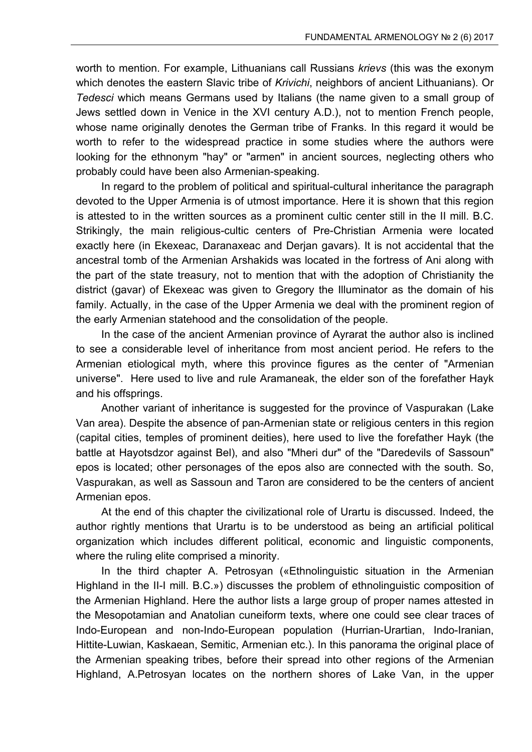worth to mention. For example, Lithuanians call Russians *krievs* (this was the exonym which denotes the eastern Slavic tribe of *Krivichi*, neighbors of ancient Lithuanians). Or *Tedesci* which means Germans used by Italians (the name given to a small group of Jews settled down in Venice in the XVI century A.D.), not to mention French people, whose name originally denotes the German tribe of Franks. In this regard it would be worth to refer to the widespread practice in some studies where the authors were looking for the ethnonym "hay" or "armen" in ancient sources, neglecting others who probably could have been also Armenian-speaking.

In regard to the problem of political and spiritual-cultural inheritance the paragraph devoted to the Upper Armenia is of utmost importance. Here it is shown that this region is attested to in the written sources as a prominent cultic center still in the II mill. B.C. Strikingly, the main religious-cultic centers of Pre-Christian Armenia were located exactly here (in Ekexeac, Daranaxeac and Derjan gavars). It is not accidental that the ancestral tomb of the Armenian Arshakids was located in the fortress of Ani along with the part of the state treasury, not to mention that with the adoption of Christianity the district (gavar) of Ekexeac was given to Gregory the Illuminator as the domain of his family. Actually, in the case of the Upper Armenia we deal with the prominent region of the early Armenian statehood and the consolidation of the people.

In the case of the ancient Armenian province of Ayrarat the author also is inclined to see a considerable level of inheritance from most ancient period. He refers to the Armenian etiological myth, where this province figures as the center of "Armenian universe". Here used to live and rule Aramaneak, the elder son of the forefather Hayk and his offsprings.

Another variant of inheritance is suggested for the province of Vaspurakan (Lake Van area). Despite the absence of pan-Armenian state or religious centers in this region (capital cities, temples of prominent deities), here used to live the forefather Hayk (the battle at Hayotsdzor against Bel), and also "Mheri dur" of the "Daredevils of Sassoun" epos is located; other personages of the epos also are connected with the south. So, Vaspurakan, as well as Sassoun and Taron are considered to be the centers of ancient Armenian epos.

At the end of this chapter the civilizational role of Urartu is discussed. Indeed, the author rightly mentions that Urartu is to be understood as being an artificial political organization which includes different political, economic and linguistic components, where the ruling elite comprised a minority.

In the third chapter A. Petrosyan («Ethnolinguistic situation in the Armenian Highland in the II-I mill. B.C.») discusses the problem of ethnolinguistic composition of the Armenian Highland. Here the author lists a large group of proper names attested in the Mesopotamian and Anatolian cuneiform texts, where one could see clear traces of Indo-European and non-Indo-European population (Hurrian-Urartian, Indo-Iranian, Hittite-Luwian, Kaskaean, Semitic, Armenian etc.). In this panorama the original place of the Armenian speaking tribes, before their spread into other regions of the Armenian Highland, A.Petrosyan locates on the northern shores of Lake Van, in the upper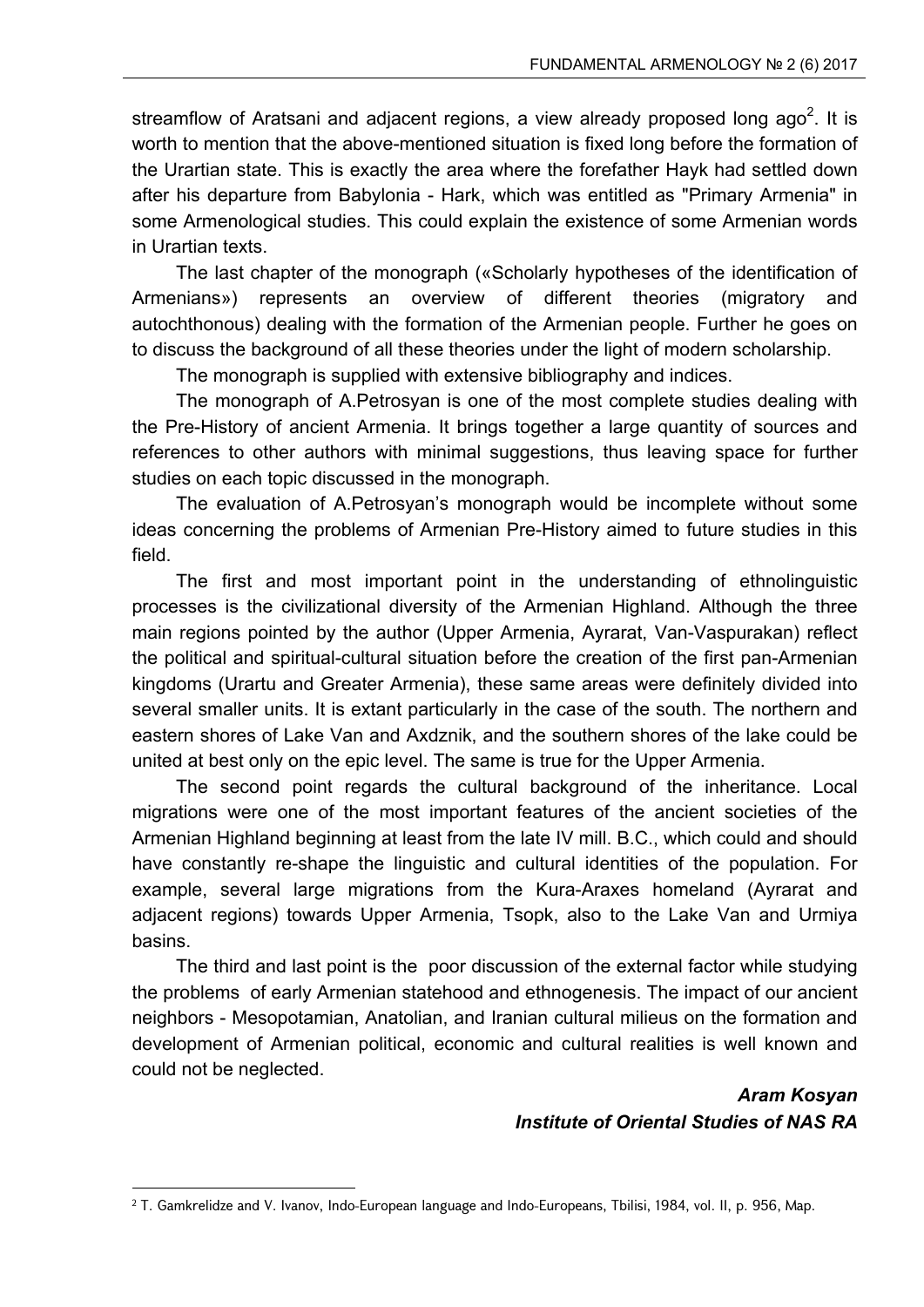streamflow of Aratsani and adjacent regions, a view already proposed long ago[2]. It is worth to mention that the above-mentioned situation is fixed long before the formation of the Urartian state. This is exactly the area where the forefather Hayk had settled down after his departure from Babylonia - Hark, which was entitled as "Primary Armenia" in some Armenological studies. This could explain the existence of some Armenian words in Urartian texts.

The last chapter of the monograph («Scholarly hypotheses of the identification of Armenians») represents an overview of different theories (migratory and autochthonous) dealing with the formation of the Armenian people. Further he goes on to discuss the background of all these theories under the light of modern scholarship.

The monograph is supplied with extensive bibliography and indices.

The monograph of A.Petrosyan is one of the most complete studies dealing with the Pre-History of ancient Armenia. It brings together a large quantity of sources and references to other authors with minimal suggestions, thus leaving space for further studies on each topic discussed in the monograph.

The evaluation of A.Petrosyan's monograph would be incomplete without some ideas concerning the problems of Armenian Pre-History aimed to future studies in this field.

The first and most important point in the understanding of ethnolinguistic processes is the civilizational diversity of the Armenian Highland. Although the three main regions pointed by the author (Upper Armenia, Ayrarat, Van-Vaspurakan) reflect the political and spiritual-cultural situation before the creation of the first pan-Armenian kingdoms (Urartu and Greater Armenia), these same areas were definitely divided into several smaller units. It is extant particularly in the case of the south. The northern and eastern shores of Lake Van and Axdznik, and the southern shores of the lake could be united at best only on the epic level. The same is true for the Upper Armenia.

The second point regards the cultural background of the inheritance. Local migrations were one of the most important features of the ancient societies of the Armenian Highland beginning at least from the late IV mill. B.C., which could and should have constantly re-shape the linguistic and cultural identities of the population. For example, several large migrations from the Kura-Araxes homeland (Ayrarat and adjacent regions) towards Upper Armenia, Tsopk, also to the Lake Van and Urmiya basins.

The third and last point is the poor discussion of the external factor while studying the problems of early Armenian statehood and ethnogenesis. The impact of our ancient neighbors - Mesopotamian, Anatolian, and Iranian cultural milieus on the formation and development of Armenian political, economic and cultural realities is well known and could not be neglected.

***Aram Kosyan***
***Institute of Oriental Studies of NAS RA***

---

[2] T. Gamkrelidze and V. Ivanov, Indo-European language and Indo-Europeans, Tbilisi, 1984, vol. II, p. 956, Map.